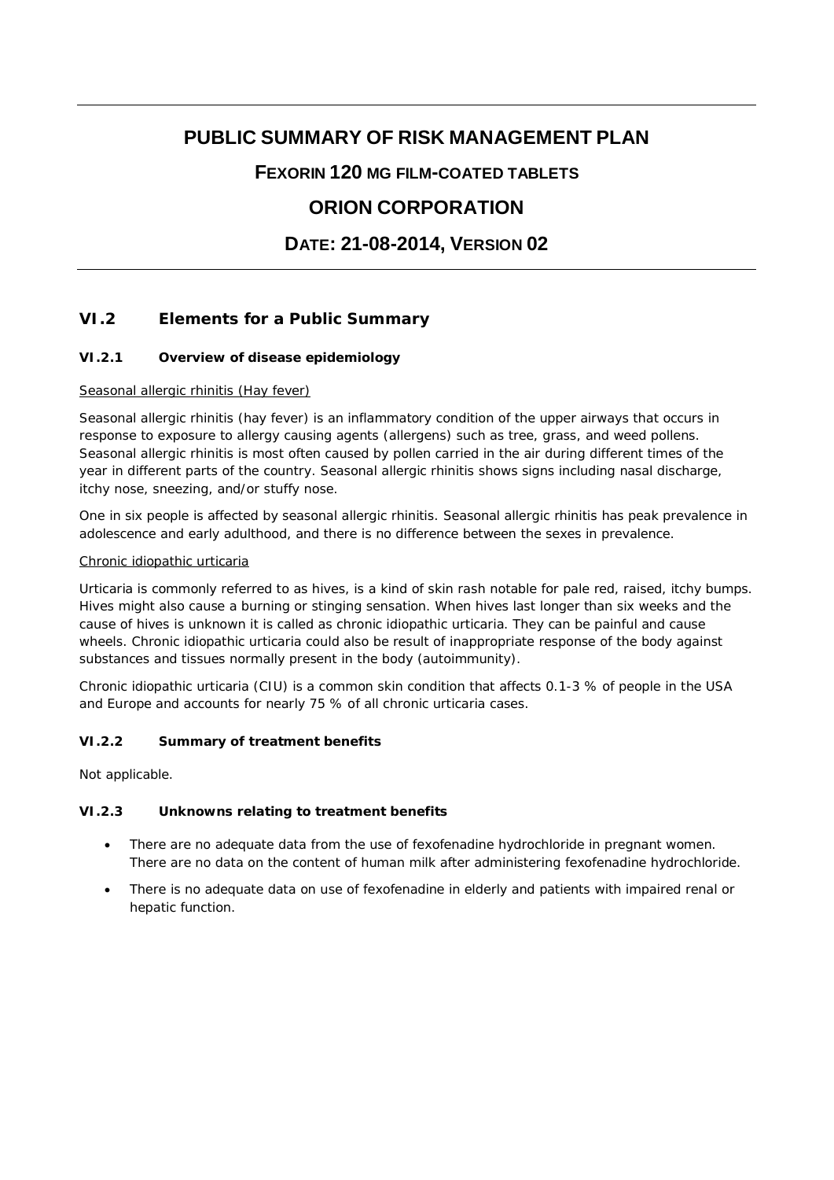# PUBLIC SUMMARY OF RISK MANAGEMENT PLAN

## FEXORIN 120 MG FILM-COATED TABLETS

## ORION CORPORATION

## DATE: 21-08-2014, VERSION 02

## VI.2 Elements for a Public Summary

### VI.2.1 Overview of disease epidemiology

Seasonal allergic rhinitis (Hay fever)

Seasonal allergic rhinitis (hay fever) is an inflammatory condition of the upper airways that occurs in response to exposure to allergy causing agents (allergens) such as tree, grass, and weed pollens. Seasonal allergic rhinitis is most often caused by pollen carried in the air during different times of the year in different parts of the country. Seasonal allergic rhinitis shows signs including nasal discharge, itchy nose, sneezing, and/or stuffy nose.

One in six people is affected by seasonal allergic rhinitis. Seasonal allergic rhinitis has peak prevalence in adolescence and early adulthood, and there is no difference between the sexes in prevalence.

Chronic idiopathic urticaria

Urticaria is commonly referred to as hives, is a kind of skin rash notable for pale red, raised, itchy bumps. Hives might also cause a burning or stinging sensation. When hives last longer than six weeks and the cause of hives is unknown it is called as chronic idiopathic urticaria. They can be painful and cause wheels. Chronic idiopathic urticaria could also be result of inappropriate response of the body against substances and tissues normally present in the body (autoimmunity).

Chronic idiopathic urticaria (CIU) is a common skin condition that affects 0.1-3 % of people in the USA and Europe and accounts for nearly 75 % of all chronic urticaria cases.

### VI.2.2 Summary of treatment benefits

Not applicable.

### VI.2.3 Unknowns relating to treatment benefits

- There are no adequate data from the use of fexofenadine hydrochloride in pregnant women. There are no data on the content of human milk after administering fexofenadine hydrochloride.
- There is no adequate data on use of fexofenadine in elderly and patients with impaired renal or hepatic function.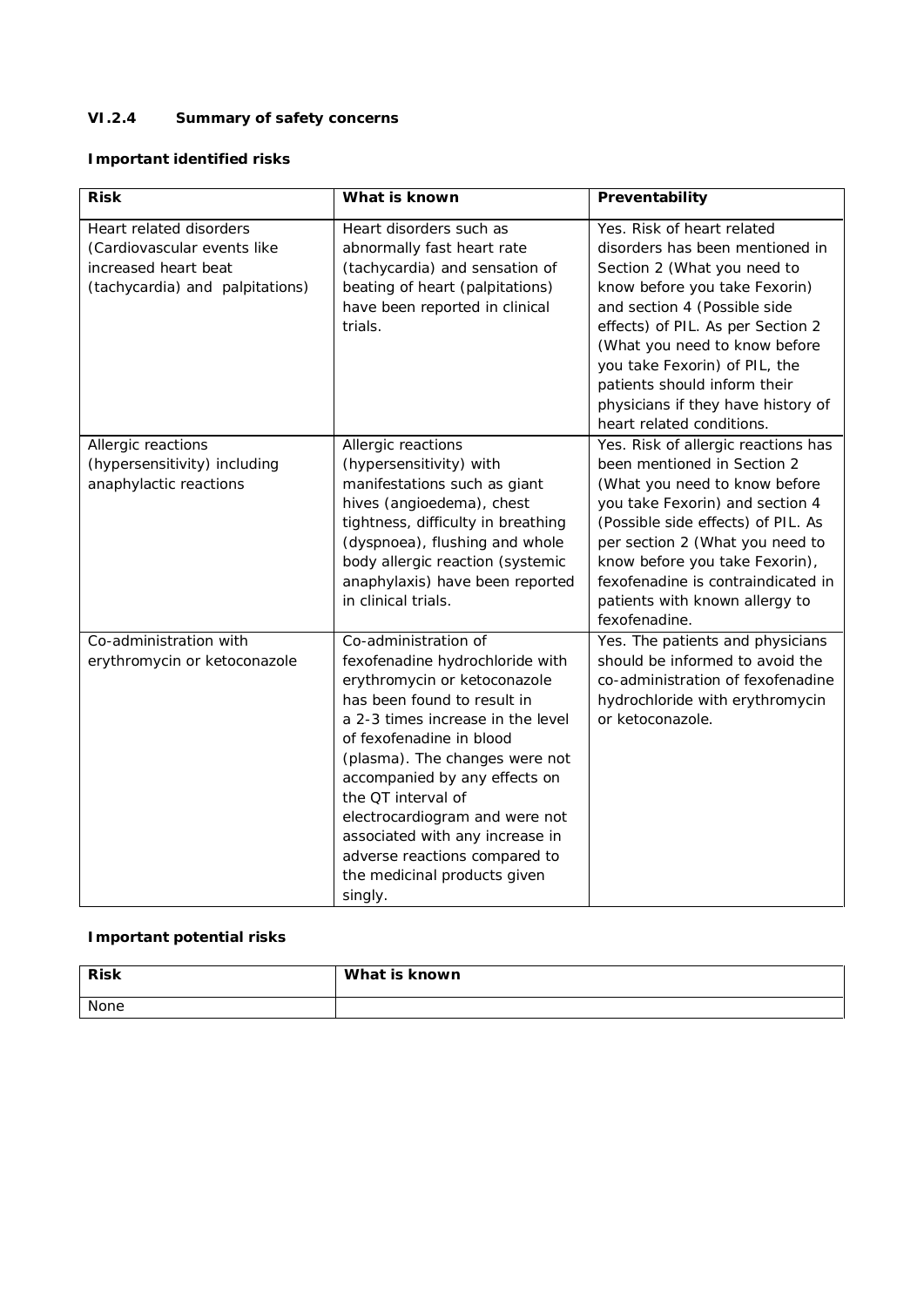### VI.2.4 Summary of safety concerns

**Important identified risks**

| Risk | What is known | Preventability |
|---|---|---|
| Heart related disorders (Cardiovascular events like increased heart beat (tachycardia) and palpitations) | Heart disorders such as abnormally fast heart rate (tachycardia) and sensation of beating of heart (palpitations) have been reported in clinical trials. | Yes. Risk of heart related disorders has been mentioned in Section 2 (What you need to know before you take Fexorin) and section 4 (Possible side effects) of PIL. As per Section 2 (What you need to know before you take Fexorin) of PIL, the patients should inform their physicians if they have history of heart related conditions. |
| Allergic reactions (hypersensitivity) including anaphylactic reactions | Allergic reactions (hypersensitivity) with manifestations such as giant hives (angioedema), chest tightness, difficulty in breathing (dyspnoea), flushing and whole body allergic reaction (systemic anaphylaxis) have been reported in clinical trials. | Yes. Risk of allergic reactions has been mentioned in Section 2 (What you need to know before you take Fexorin) and section 4 (Possible side effects) of PIL. As per section 2 (What you need to know before you take Fexorin), fexofenadine is contraindicated in patients with known allergy to fexofenadine. |
| Co-administration with erythromycin or ketoconazole | Co-administration of fexofenadine hydrochloride with erythromycin or ketoconazole has been found to result in a 2-3 times increase in the level of fexofenadine in blood (plasma). The changes were not accompanied by any effects on the QT interval of electrocardiogram and were not associated with any increase in adverse reactions compared to the medicinal products given singly. | Yes. The patients and physicians should be informed to avoid the co-administration of fexofenadine hydrochloride with erythromycin or ketoconazole. |

**Important potential risks**

| Risk | What is known |
|---|---|
| None | |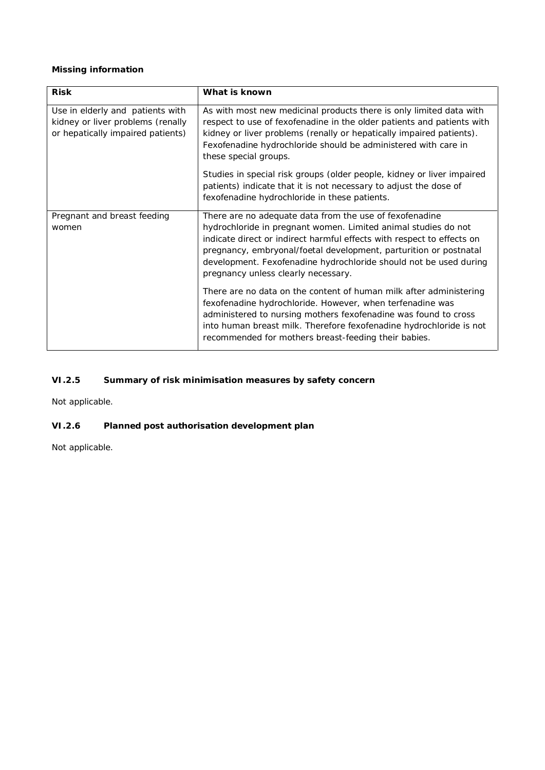**Missing information**

| Risk | What is known |
|---|---|
| Use in elderly and patients with kidney or liver problems (renally or hepatically impaired patients) | As with most new medicinal products there is only limited data with respect to use of fexofenadine in the older patients and patients with kidney or liver problems (renally or hepatically impaired patients). Fexofenadine hydrochloride should be administered with care in these special groups.<br><br>Studies in special risk groups (older people, kidney or liver impaired patients) indicate that it is not necessary to adjust the dose of fexofenadine hydrochloride in these patients. |
| Pregnant and breast feeding women | There are no adequate data from the use of fexofenadine hydrochloride in pregnant women. Limited animal studies do not indicate direct or indirect harmful effects with respect to effects on pregnancy, embryonal/foetal development, parturition or postnatal development. Fexofenadine hydrochloride should not be used during pregnancy unless clearly necessary.<br><br>There are no data on the content of human milk after administering fexofenadine hydrochloride. However, when terfenadine was administered to nursing mothers fexofenadine was found to cross into human breast milk. Therefore fexofenadine hydrochloride is not recommended for mothers breast-feeding their babies. |

### VI.2.5 Summary of risk minimisation measures by safety concern

Not applicable.

### VI.2.6 Planned post authorisation development plan

Not applicable.